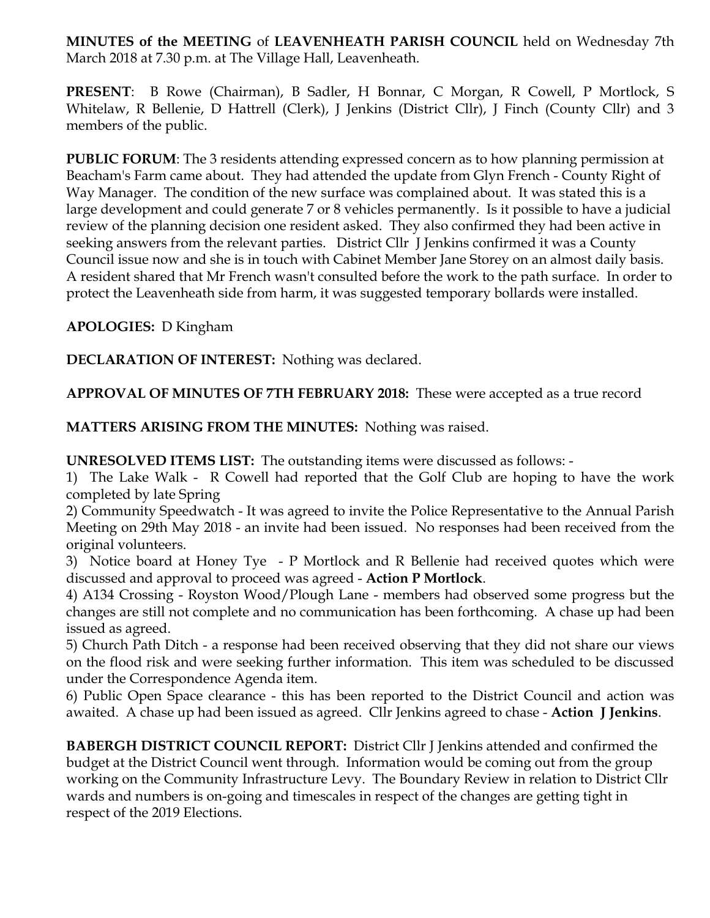**MINUTES of the MEETING** of **LEAVENHEATH PARISH COUNCIL** held on Wednesday 7th March 2018 at 7.30 p.m. at The Village Hall, Leavenheath.

**PRESENT**: B Rowe (Chairman), B Sadler, H Bonnar, C Morgan, R Cowell, P Mortlock, S Whitelaw, R Bellenie, D Hattrell (Clerk), J Jenkins (District Cllr), J Finch (County Cllr) and 3 members of the public.

**PUBLIC FORUM**: The 3 residents attending expressed concern as to how planning permission at Beacham's Farm came about. They had attended the update from Glyn French - County Right of Way Manager. The condition of the new surface was complained about. It was stated this is a large development and could generate 7 or 8 vehicles permanently. Is it possible to have a judicial review of the planning decision one resident asked. They also confirmed they had been active in seeking answers from the relevant parties. District Cllr J Jenkins confirmed it was a County Council issue now and she is in touch with Cabinet Member Jane Storey on an almost daily basis. A resident shared that Mr French wasn't consulted before the work to the path surface. In order to protect the Leavenheath side from harm, it was suggested temporary bollards were installed.

**APOLOGIES:** D Kingham

**DECLARATION OF INTEREST:** Nothing was declared.

**APPROVAL OF MINUTES OF 7TH FEBRUARY 2018:** These were accepted as a true record

**MATTERS ARISING FROM THE MINUTES:** Nothing was raised.

**UNRESOLVED ITEMS LIST:** The outstanding items were discussed as follows: -

1) The Lake Walk - R Cowell had reported that the Golf Club are hoping to have the work completed by late Spring
2) Community Speedwatch - It was agreed to invite the Police Representative to the Annual Parish Meeting on 29th May 2018 - an invite had been issued. No responses had been received from the original volunteers.
3) Notice board at Honey Tye - P Mortlock and R Bellenie had received quotes which were discussed and approval to proceed was agreed - **Action P Mortlock**.
4) A134 Crossing - Royston Wood/Plough Lane - members had observed some progress but the changes are still not complete and no communication has been forthcoming. A chase up had been issued as agreed.
5) Church Path Ditch - a response had been received observing that they did not share our views on the flood risk and were seeking further information. This item was scheduled to be discussed under the Correspondence Agenda item.
6) Public Open Space clearance - this has been reported to the District Council and action was awaited. A chase up had been issued as agreed. Cllr Jenkins agreed to chase - **Action J Jenkins**.

**BABERGH DISTRICT COUNCIL REPORT:** District Cllr J Jenkins attended and confirmed the budget at the District Council went through. Information would be coming out from the group working on the Community Infrastructure Levy. The Boundary Review in relation to District Cllr wards and numbers is on-going and timescales in respect of the changes are getting tight in respect of the 2019 Elections.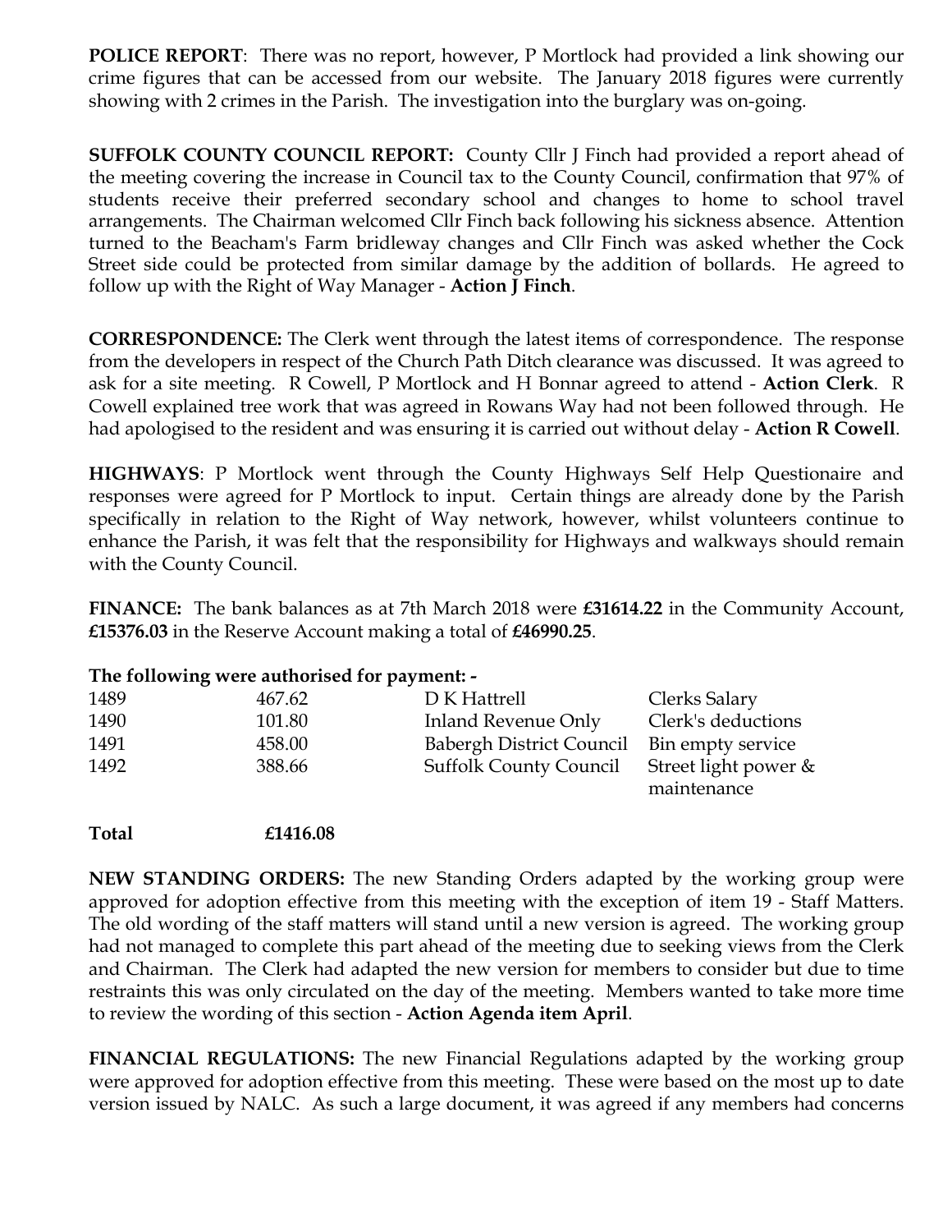**POLICE REPORT**: There was no report, however, P Mortlock had provided a link showing our crime figures that can be accessed from our website. The January 2018 figures were currently showing with 2 crimes in the Parish. The investigation into the burglary was on-going.

**SUFFOLK COUNTY COUNCIL REPORT:** County Cllr J Finch had provided a report ahead of the meeting covering the increase in Council tax to the County Council, confirmation that 97% of students receive their preferred secondary school and changes to home to school travel arrangements. The Chairman welcomed Cllr Finch back following his sickness absence. Attention turned to the Beacham's Farm bridleway changes and Cllr Finch was asked whether the Cock Street side could be protected from similar damage by the addition of bollards. He agreed to follow up with the Right of Way Manager - **Action J Finch**.

**CORRESPONDENCE:** The Clerk went through the latest items of correspondence. The response from the developers in respect of the Church Path Ditch clearance was discussed. It was agreed to ask for a site meeting. R Cowell, P Mortlock and H Bonnar agreed to attend - **Action Clerk**. R Cowell explained tree work that was agreed in Rowans Way had not been followed through. He had apologised to the resident and was ensuring it is carried out without delay - **Action R Cowell**.

**HIGHWAYS**: P Mortlock went through the County Highways Self Help Questionaire and responses were agreed for P Mortlock to input. Certain things are already done by the Parish specifically in relation to the Right of Way network, however, whilst volunteers continue to enhance the Parish, it was felt that the responsibility for Highways and walkways should remain with the County Council.

**FINANCE:** The bank balances as at 7th March 2018 were **£31614.22** in the Community Account, **£15376.03** in the Reserve Account making a total of **£46990.25**.

**The following were authorised for payment: -**

| | | | |
|---|---|---|---|
| 1489 | 467.62 | D K Hattrell | Clerks Salary |
| 1490 | 101.80 | Inland Revenue Only | Clerk's deductions |
| 1491 | 458.00 | Babergh District Council | Bin empty service |
| 1492 | 388.66 | Suffolk County Council | Street light power & maintenance |

**Total** **£1416.08**

**NEW STANDING ORDERS:** The new Standing Orders adapted by the working group were approved for adoption effective from this meeting with the exception of item 19 - Staff Matters. The old wording of the staff matters will stand until a new version is agreed. The working group had not managed to complete this part ahead of the meeting due to seeking views from the Clerk and Chairman. The Clerk had adapted the new version for members to consider but due to time restraints this was only circulated on the day of the meeting. Members wanted to take more time to review the wording of this section - **Action Agenda item April**.

**FINANCIAL REGULATIONS:** The new Financial Regulations adapted by the working group were approved for adoption effective from this meeting. These were based on the most up to date version issued by NALC. As such a large document, it was agreed if any members had concerns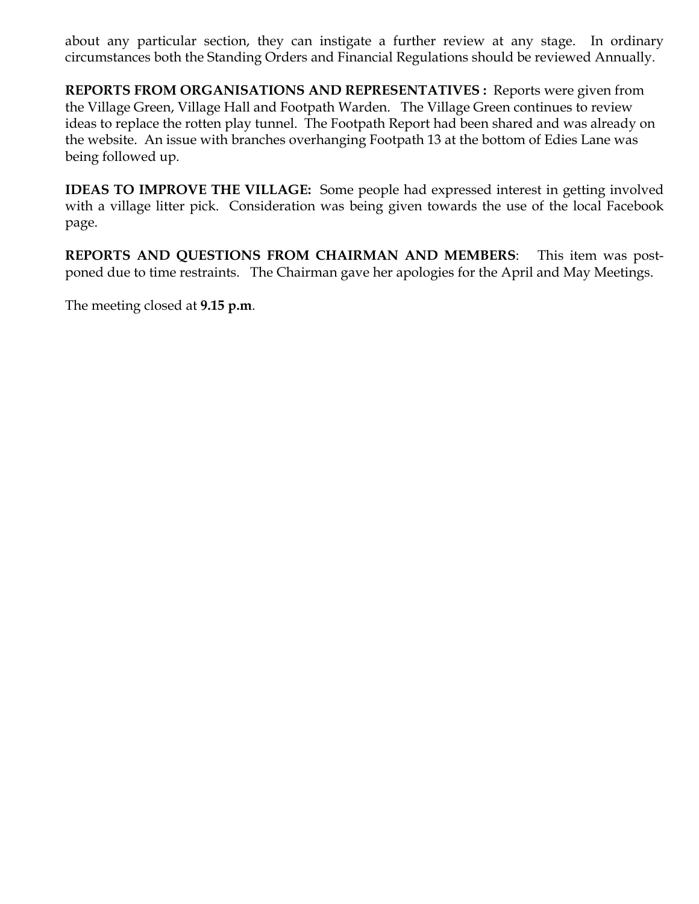about any particular section, they can instigate a further review at any stage. In ordinary circumstances both the Standing Orders and Financial Regulations should be reviewed Annually.

**REPORTS FROM ORGANISATIONS AND REPRESENTATIVES :** Reports were given from the Village Green, Village Hall and Footpath Warden. The Village Green continues to review ideas to replace the rotten play tunnel. The Footpath Report had been shared and was already on the website. An issue with branches overhanging Footpath 13 at the bottom of Edies Lane was being followed up.

**IDEAS TO IMPROVE THE VILLAGE:** Some people had expressed interest in getting involved with a village litter pick. Consideration was being given towards the use of the local Facebook page.

**REPORTS AND QUESTIONS FROM CHAIRMAN AND MEMBERS**: This item was postponed due to time restraints. The Chairman gave her apologies for the April and May Meetings.

The meeting closed at **9.15 p.m**.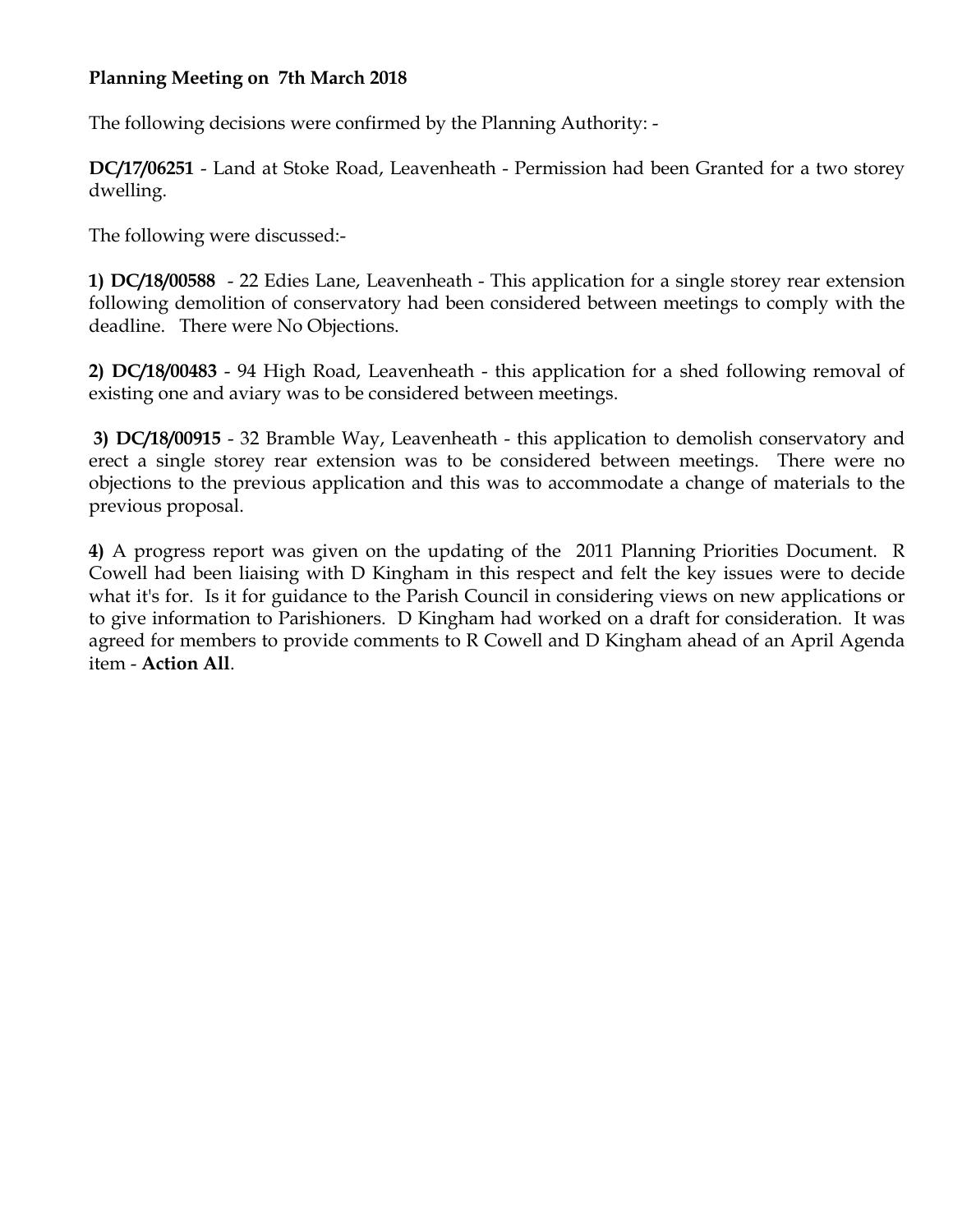**Planning Meeting on 7th March 2018**

The following decisions were confirmed by the Planning Authority: -

**DC/17/06251** - Land at Stoke Road, Leavenheath - Permission had been Granted for a two storey dwelling.

The following were discussed:-

**1) DC/18/00588** - 22 Edies Lane, Leavenheath - This application for a single storey rear extension following demolition of conservatory had been considered between meetings to comply with the deadline. There were No Objections.

**2) DC/18/00483** - 94 High Road, Leavenheath - this application for a shed following removal of existing one and aviary was to be considered between meetings.

**3) DC/18/00915** - 32 Bramble Way, Leavenheath - this application to demolish conservatory and erect a single storey rear extension was to be considered between meetings. There were no objections to the previous application and this was to accommodate a change of materials to the previous proposal.

**4)** A progress report was given on the updating of the 2011 Planning Priorities Document. R Cowell had been liaising with D Kingham in this respect and felt the key issues were to decide what it's for. Is it for guidance to the Parish Council in considering views on new applications or to give information to Parishioners. D Kingham had worked on a draft for consideration. It was agreed for members to provide comments to R Cowell and D Kingham ahead of an April Agenda item - **Action All**.